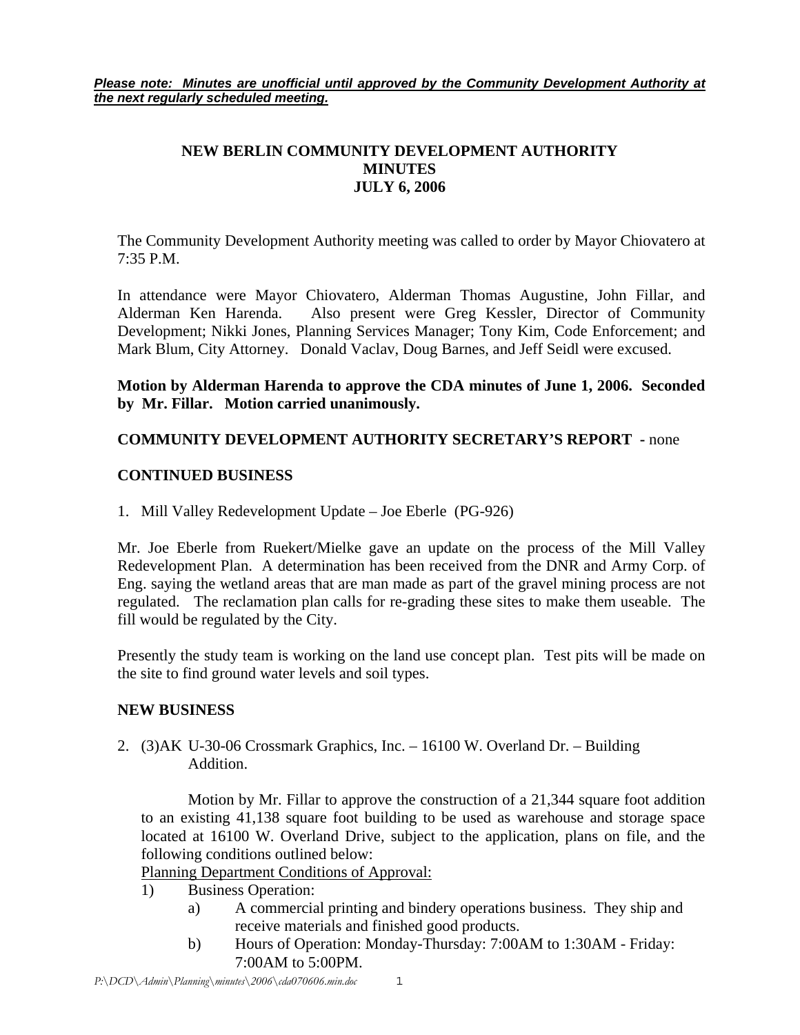***Please note: Minutes are unofficial until approved by the Community Development Authority at the next regularly scheduled meeting.***

# NEW BERLIN COMMUNITY DEVELOPMENT AUTHORITY
# MINUTES
# JULY 6, 2006

The Community Development Authority meeting was called to order by Mayor Chiovatero at 7:35 P.M.

In attendance were Mayor Chiovatero, Alderman Thomas Augustine, John Fillar, and Alderman Ken Harenda. Also present were Greg Kessler, Director of Community Development; Nikki Jones, Planning Services Manager; Tony Kim, Code Enforcement; and Mark Blum, City Attorney. Donald Vaclav, Doug Barnes, and Jeff Seidl were excused.

**Motion by Alderman Harenda to approve the CDA minutes of June 1, 2006. Seconded by Mr. Fillar. Motion carried unanimously.**

**COMMUNITY DEVELOPMENT AUTHORITY SECRETARY'S REPORT -** none

**CONTINUED BUSINESS**

1. Mill Valley Redevelopment Update – Joe Eberle (PG-926)

Mr. Joe Eberle from Ruekert/Mielke gave an update on the process of the Mill Valley Redevelopment Plan. A determination has been received from the DNR and Army Corp. of Eng. saying the wetland areas that are man made as part of the gravel mining process are not regulated. The reclamation plan calls for re-grading these sites to make them useable. The fill would be regulated by the City.

Presently the study team is working on the land use concept plan. Test pits will be made on the site to find ground water levels and soil types.

**NEW BUSINESS**

2. (3)AK U-30-06 Crossmark Graphics, Inc. – 16100 W. Overland Dr. – Building Addition.

Motion by Mr. Fillar to approve the construction of a 21,344 square foot addition to an existing 41,138 square foot building to be used as warehouse and storage space located at 16100 W. Overland Drive, subject to the application, plans on file, and the following conditions outlined below:

Planning Department Conditions of Approval:

1) Business Operation:
   a) A commercial printing and bindery operations business. They ship and receive materials and finished good products.
   b) Hours of Operation: Monday-Thursday: 7:00AM to 1:30AM - Friday: 7:00AM to 5:00PM.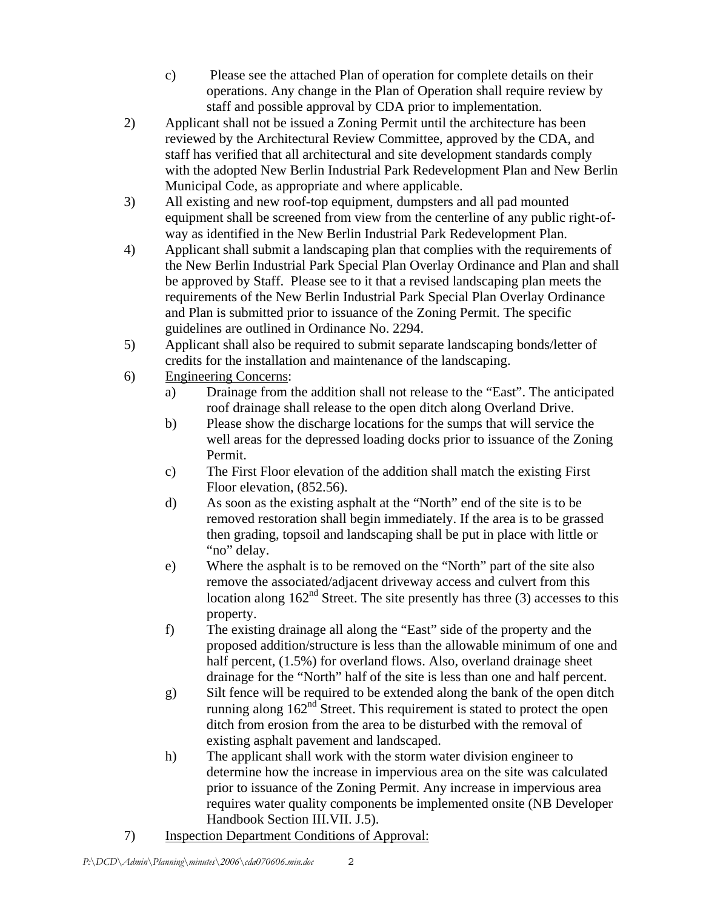c) Please see the attached Plan of operation for complete details on their operations. Any change in the Plan of Operation shall require review by staff and possible approval by CDA prior to implementation.

2) Applicant shall not be issued a Zoning Permit until the architecture has been reviewed by the Architectural Review Committee, approved by the CDA, and staff has verified that all architectural and site development standards comply with the adopted New Berlin Industrial Park Redevelopment Plan and New Berlin Municipal Code, as appropriate and where applicable.

3) All existing and new roof-top equipment, dumpsters and all pad mounted equipment shall be screened from view from the centerline of any public right-of-way as identified in the New Berlin Industrial Park Redevelopment Plan.

4) Applicant shall submit a landscaping plan that complies with the requirements of the New Berlin Industrial Park Special Plan Overlay Ordinance and Plan and shall be approved by Staff. Please see to it that a revised landscaping plan meets the requirements of the New Berlin Industrial Park Special Plan Overlay Ordinance and Plan is submitted prior to issuance of the Zoning Permit. The specific guidelines are outlined in Ordinance No. 2294.

5) Applicant shall also be required to submit separate landscaping bonds/letter of credits for the installation and maintenance of the landscaping.

6) <u>Engineering Concerns</u>:
   a) Drainage from the addition shall not release to the "East". The anticipated roof drainage shall release to the open ditch along Overland Drive.
   b) Please show the discharge locations for the sumps that will service the well areas for the depressed loading docks prior to issuance of the Zoning Permit.
   c) The First Floor elevation of the addition shall match the existing First Floor elevation, (852.56).
   d) As soon as the existing asphalt at the "North" end of the site is to be removed restoration shall begin immediately. If the area is to be grassed then grading, topsoil and landscaping shall be put in place with little or "no" delay.
   e) Where the asphalt is to be removed on the "North" part of the site also remove the associated/adjacent driveway access and culvert from this location along 162nd Street. The site presently has three (3) accesses to this property.
   f) The existing drainage all along the "East" side of the property and the proposed addition/structure is less than the allowable minimum of one and half percent, (1.5%) for overland flows. Also, overland drainage sheet drainage for the "North" half of the site is less than one and half percent.
   g) Silt fence will be required to be extended along the bank of the open ditch running along 162nd Street. This requirement is stated to protect the open ditch from erosion from the area to be disturbed with the removal of existing asphalt pavement and landscaped.
   h) The applicant shall work with the storm water division engineer to determine how the increase in impervious area on the site was calculated prior to issuance of the Zoning Permit. Any increase in impervious area requires water quality components be implemented onsite (NB Developer Handbook Section III.VII. J.5).

7) <u>Inspection Department Conditions of Approval:</u>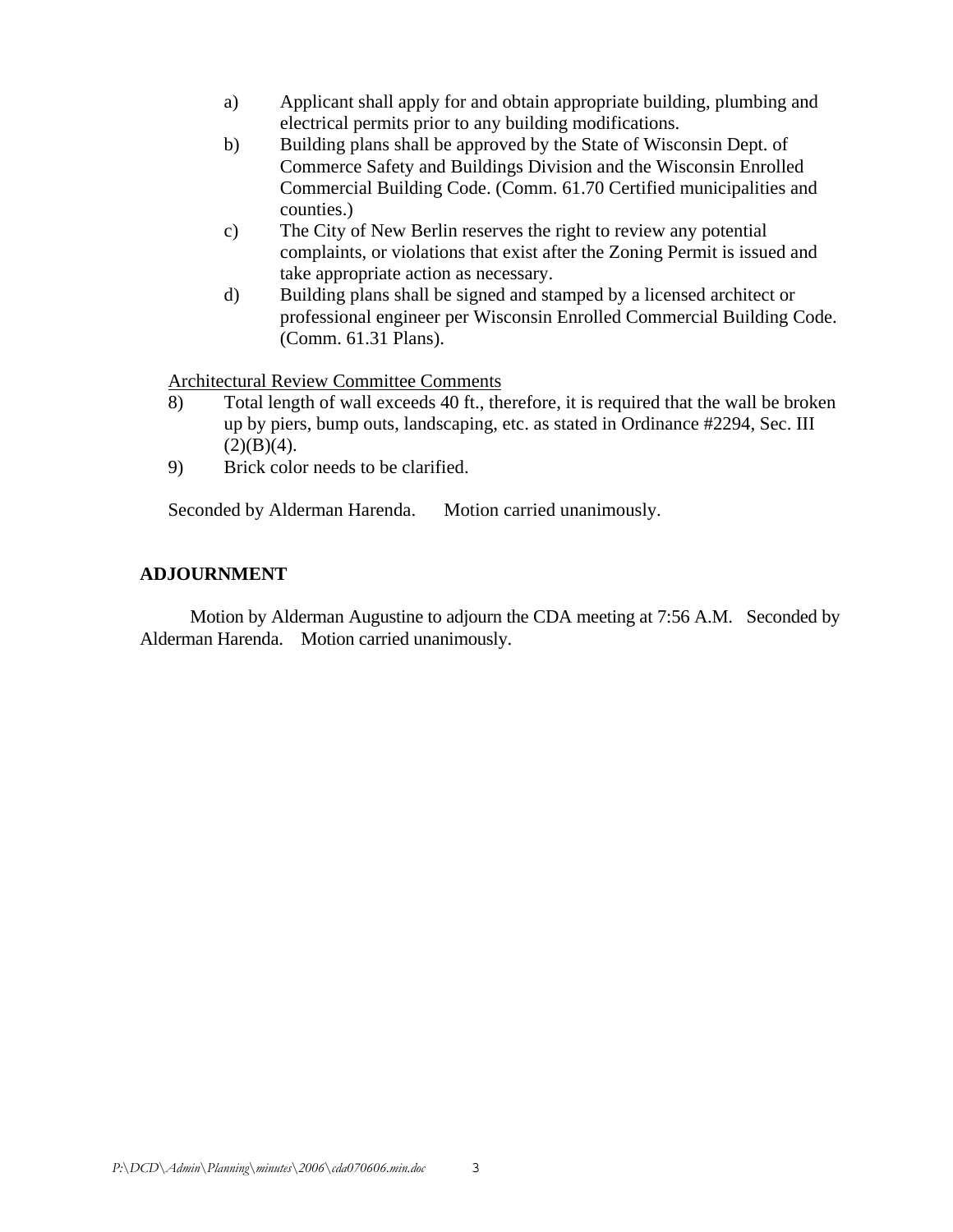a) Applicant shall apply for and obtain appropriate building, plumbing and electrical permits prior to any building modifications.

b) Building plans shall be approved by the State of Wisconsin Dept. of Commerce Safety and Buildings Division and the Wisconsin Enrolled Commercial Building Code. (Comm. 61.70 Certified municipalities and counties.)

c) The City of New Berlin reserves the right to review any potential complaints, or violations that exist after the Zoning Permit is issued and take appropriate action as necessary.

d) Building plans shall be signed and stamped by a licensed architect or professional engineer per Wisconsin Enrolled Commercial Building Code. (Comm. 61.31 Plans).

Architectural Review Committee Comments

8) Total length of wall exceeds 40 ft., therefore, it is required that the wall be broken up by piers, bump outs, landscaping, etc. as stated in Ordinance #2294, Sec. III (2)(B)(4).

9) Brick color needs to be clarified.

Seconded by Alderman Harenda. Motion carried unanimously.

**ADJOURNMENT**

Motion by Alderman Augustine to adjourn the CDA meeting at 7:56 A.M. Seconded by Alderman Harenda. Motion carried unanimously.

*P:\DCD\Admin\Planning\minutes\2006\cda070606.min.doc*